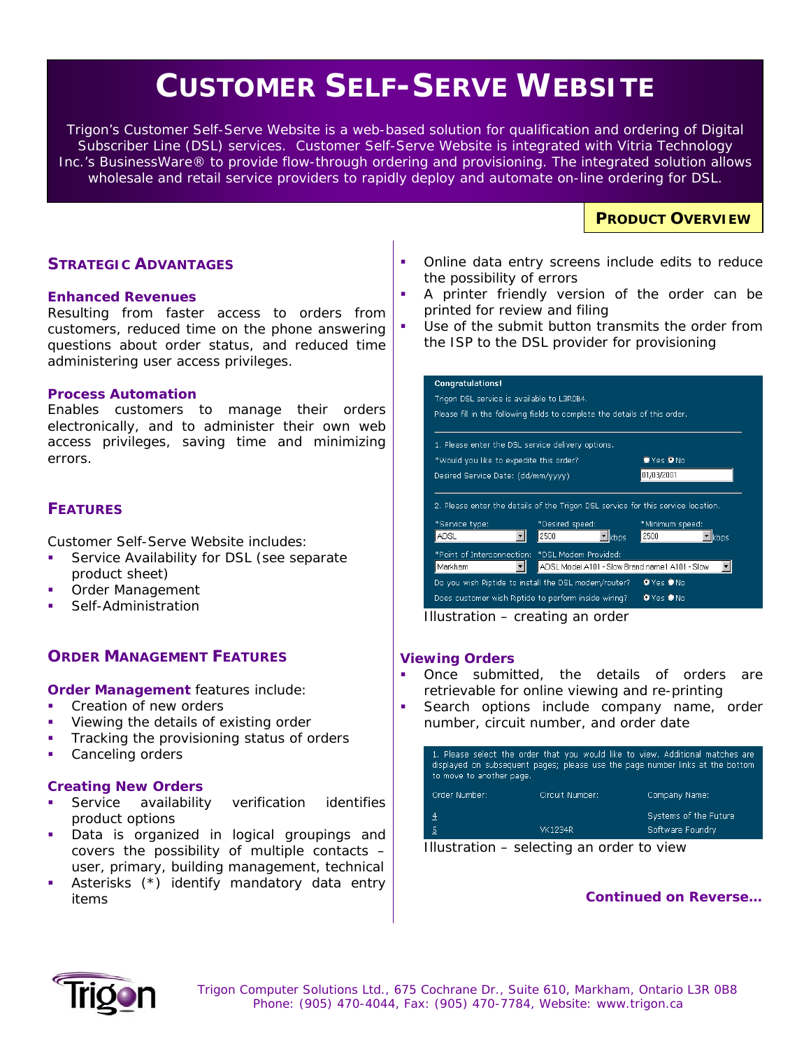# CUSTOMER SELF-SERVE WEBSITE

Trigon's Customer Self-Serve Website is a web-based solution for qualification and ordering of Digital Subscriber Line (DSL) services. Customer Self-Serve Website is integrated with Vitria Technology Inc.'s BusinessWare® to provide flow-through ordering and provisioning. The integrated solution allows wholesale and retail service providers to rapidly deploy and automate on-line ordering for DSL.

**PRODUCT OVERVIEW**

## STRATEGIC ADVANTAGES

### Enhanced Revenues

Resulting from faster access to orders from customers, reduced time on the phone answering questions about order status, and reduced time administering user access privileges.

### Process Automation

Enables customers to manage their orders electronically, and to administer their own web access privileges, saving time and minimizing errors.

## FEATURES

Customer Self-Serve Website includes:

- Service Availability for DSL (see separate product sheet)
- Order Management
- Self-Administration

## ORDER MANAGEMENT FEATURES

**Order Management** features include:

- Creation of new orders
- Viewing the details of existing order
- Tracking the provisioning status of orders
- Canceling orders

### Creating New Orders

- Service availability verification identifies product options
- Data is organized in logical groupings and covers the possibility of multiple contacts – user, primary, building management, technical
- Asterisks (*) identify mandatory data entry items
- Online data entry screens include edits to reduce the possibility of errors
- A printer friendly version of the order can be printed for review and filing
- Use of the submit button transmits the order from the ISP to the DSL provider for provisioning

Illustration – creating an order

### Viewing Orders

- Once submitted, the details of orders are retrievable for online viewing and re-printing
- Search options include company name, order number, circuit number, and order date

Illustration – selecting an order to view

**Continued on Reverse…**

Trigon Computer Solutions Ltd., 675 Cochrane Dr., Suite 610, Markham, Ontario L3R 0B8
Phone: (905) 470-4044, Fax: (905) 470-7784, Website: www.trigon.ca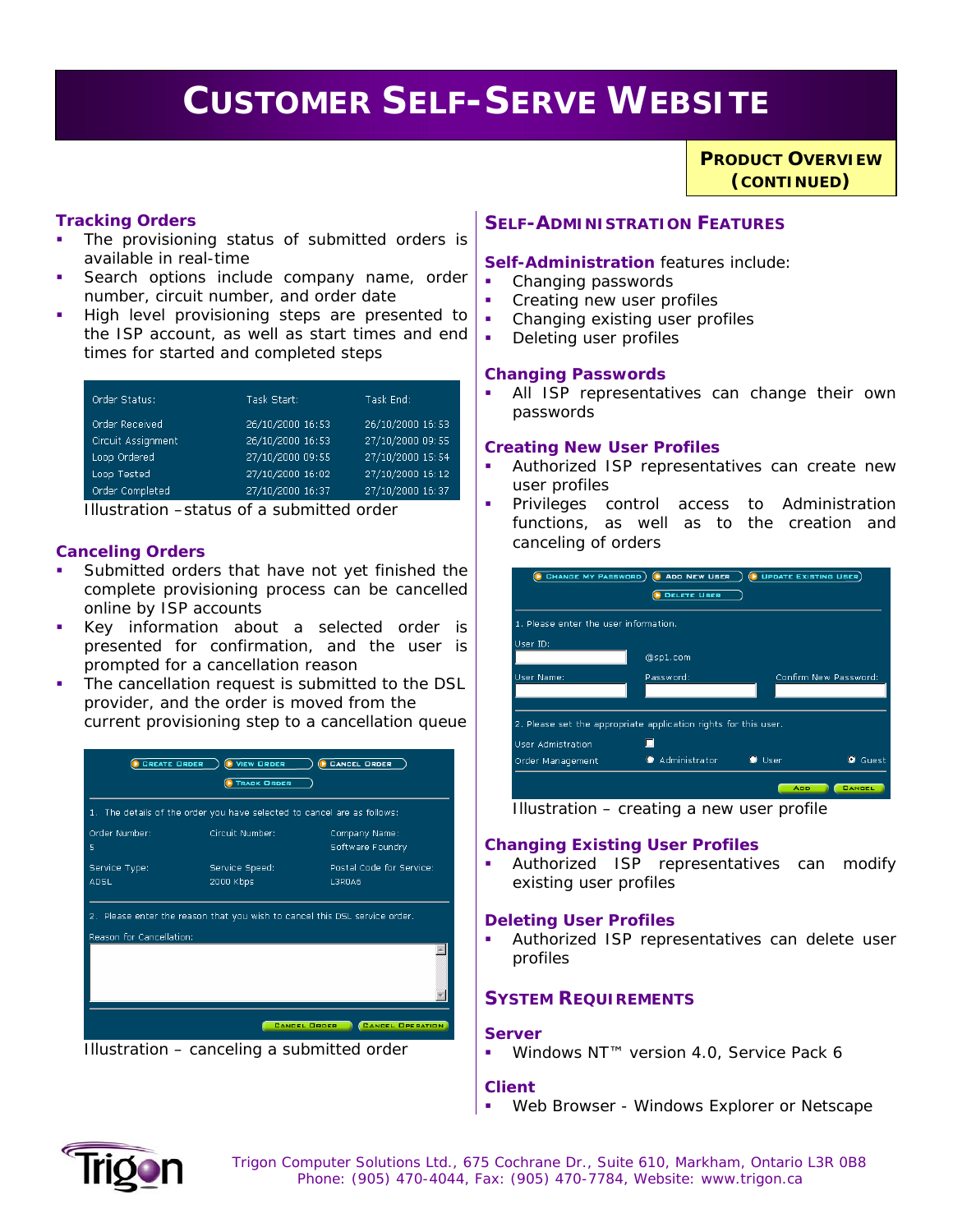# CUSTOMER SELF-SERVE WEBSITE

**PRODUCT OVERVIEW (CONTINUED)**

### Tracking Orders

- The provisioning status of submitted orders is available in real-time
- Search options include company name, order number, circuit number, and order date
- High level provisioning steps are presented to the ISP account, as well as start times and end times for started and completed steps

| Order Status: | Task Start: | Task End: |
|---|---|---|
| Order Received | 26/10/2000 16:53 | 26/10/2000 16:53 |
| Circuit Assignment | 26/10/2000 16:53 | 27/10/2000 09:55 |
| Loop Ordered | 27/10/2000 09:55 | 27/10/2000 15:54 |
| Loop Tested | 27/10/2000 16:02 | 27/10/2000 16:12 |
| Order Completed | 27/10/2000 16:37 | 27/10/2000 16:37 |

Illustration –status of a submitted order

### Canceling Orders

- Submitted orders that have not yet finished the complete provisioning process can be cancelled online by ISP accounts
- Key information about a selected order is presented for confirmation, and the user is prompted for a cancellation reason
- The cancellation request is submitted to the DSL provider, and the order is moved from the current provisioning step to a cancellation queue

CREATE ORDER | VIEW ORDER | CANCEL ORDER | TRACK ORDER

1. The details of the order you have selected to cancel are as follows:

| Order Number: | Circuit Number: | Company Name: |
|---|---|---|
| 5 | | Software Foundry |
| **Service Type:** | **Service Speed:** | **Postal Code for Service:** |
| ADSL | 2000 Kbps | L3R0A6 |

2. Please enter the reason that you wish to cancel this DSL service order.

Reason for Cancellation:

CANCEL ORDER | CANCEL OPERATION

Illustration – canceling a submitted order

## SELF-ADMINISTRATION FEATURES

**Self-Administration** features include:

- Changing passwords
- Creating new user profiles
- Changing existing user profiles
- Deleting user profiles

### Changing Passwords

- All ISP representatives can change their own passwords

### Creating New User Profiles

- Authorized ISP representatives can create new user profiles
- Privileges control access to Administration functions, as well as to the creation and canceling of orders

CHANGE MY PASSWORD | ADD NEW USER | UPDATE EXISTING USER | DELETE USER

1. Please enter the user information.

User ID: @sp1.com

User Name: | Password: | Confirm New Password:

2. Please set the appropriate application rights for this user.

User Admistration

Order Management: Administrator | User | Guest

ADD | CANCEL

Illustration – creating a new user profile

### Changing Existing User Profiles

- Authorized ISP representatives can modify existing user profiles

### Deleting User Profiles

- Authorized ISP representatives can delete user profiles

## SYSTEM REQUIREMENTS

### Server

- Windows NT™ version 4.0, Service Pack 6

### Client

- Web Browser - Windows Explorer or Netscape

Trigon Computer Solutions Ltd., 675 Cochrane Dr., Suite 610, Markham, Ontario L3R 0B8
Phone: (905) 470-4044, Fax: (905) 470-7784, Website: www.trigon.ca